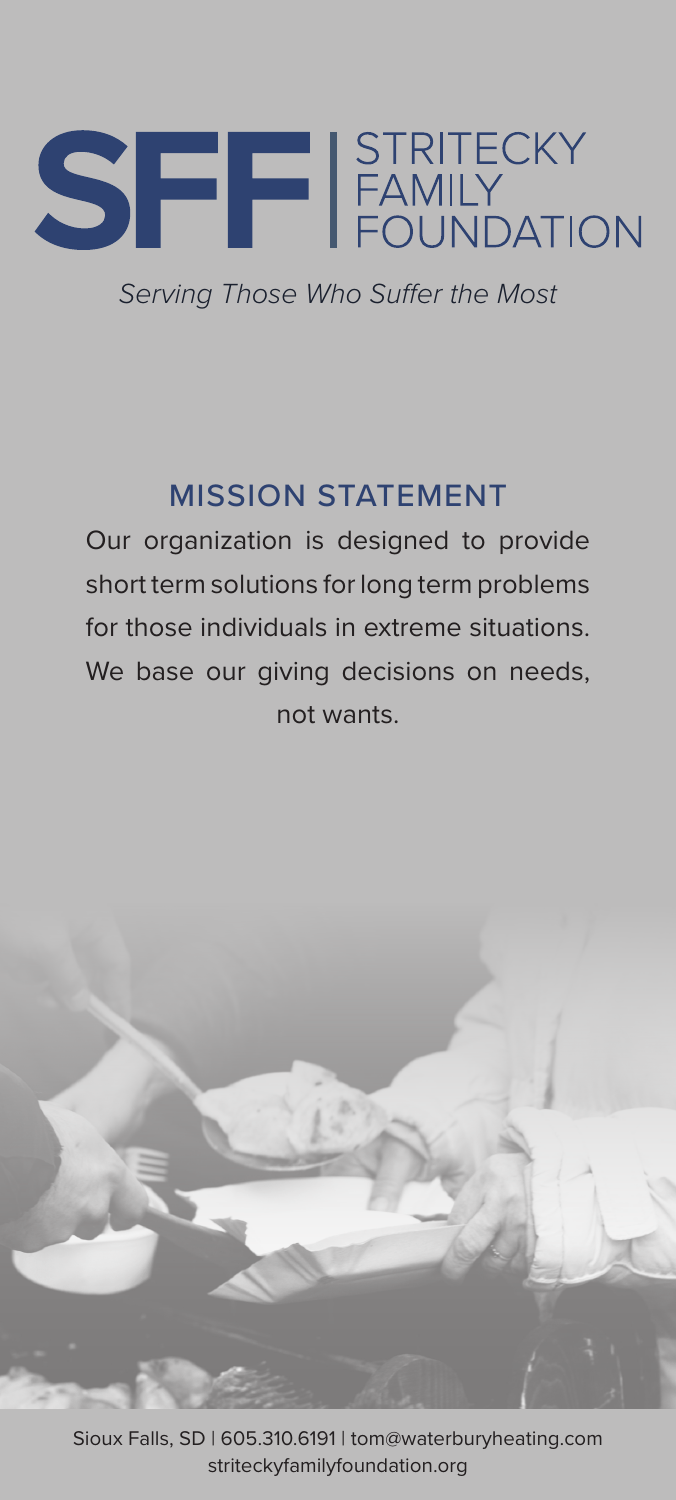# SFF | STRITECKY FAMILY FOUNDATION

*Serving Those Who Suffer the Most*

## MISSION STATEMENT

Our organization is designed to provide short term solutions for long term problems for those individuals in extreme situations. We base our giving decisions on needs, not wants.

Sioux Falls, SD | 605.310.6191 | tom@waterburyheating.com
striteckyfamilyfoundation.org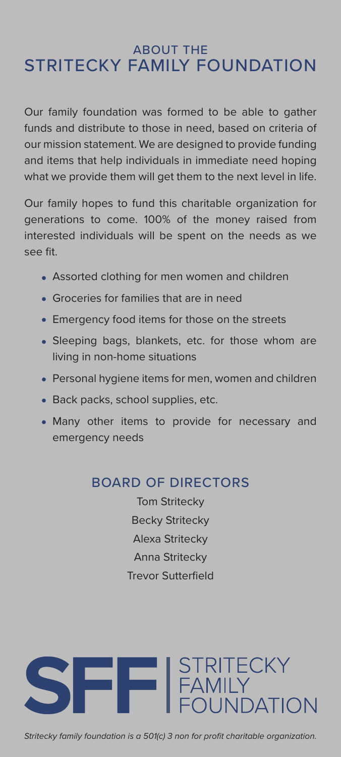## ABOUT THE
# STRITECKY FAMILY FOUNDATION

Our family foundation was formed to be able to gather funds and distribute to those in need, based on criteria of our mission statement. We are designed to provide funding and items that help individuals in immediate need hoping what we provide them will get them to the next level in life.

Our family hopes to fund this charitable organization for generations to come. 100% of the money raised from interested individuals will be spent on the needs as we see fit.

- Assorted clothing for men women and children
- Groceries for families that are in need
- Emergency food items for those on the streets
- Sleeping bags, blankets, etc. for those whom are living in non-home situations
- Personal hygiene items for men, women and children
- Back packs, school supplies, etc.
- Many other items to provide for necessary and emergency needs

## BOARD OF DIRECTORS

Tom Stritecky
Becky Stritecky
Alexa Stritecky
Anna Stritecky
Trevor Sutterfield

**SFF** | STRITECKY FAMILY FOUNDATION

*Stritecky family foundation is a 501(c) 3 non for profit charitable organization.*